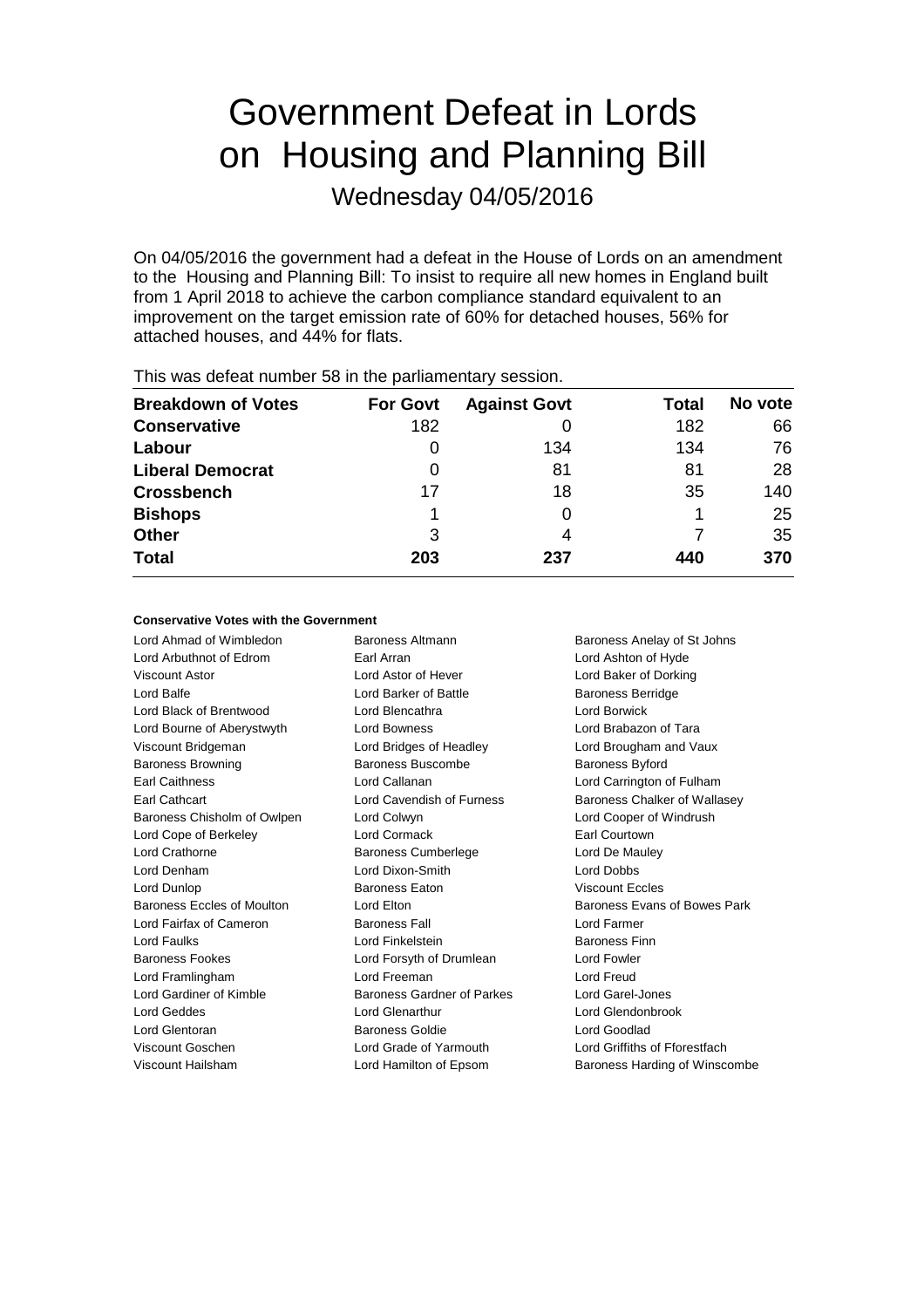# Government Defeat in Lords on Housing and Planning Bill

Wednesday 04/05/2016

On 04/05/2016 the government had a defeat in the House of Lords on an amendment to the Housing and Planning Bill: To insist to require all new homes in England built from 1 April 2018 to achieve the carbon compliance standard equivalent to an improvement on the target emission rate of 60% for detached houses, 56% for attached houses, and 44% for flats.

This was defeat number 58 in the parliamentary session.

| Breakdown of Votes | For Govt | Against Govt | Total | No vote |
|---|---|---|---|---|
| **Conservative** | 182 | 0 | 182 | 66 |
| **Labour** | 0 | 134 | 134 | 76 |
| **Liberal Democrat** | 0 | 81 | 81 | 28 |
| **Crossbench** | 17 | 18 | 35 | 140 |
| **Bishops** | 1 | 0 | 1 | 25 |
| **Other** | 3 | 4 | 7 | 35 |
| **Total** | **203** | **237** | **440** | **370** |

#### Conservative Votes with the Government

| | | |
|---|---|---|
| Lord Ahmad of Wimbledon | Baroness Altmann | Baroness Anelay of St Johns |
| Lord Arbuthnot of Edrom | Earl Arran | Lord Ashton of Hyde |
| Viscount Astor | Lord Astor of Hever | Lord Baker of Dorking |
| Lord Balfe | Lord Barker of Battle | Baroness Berridge |
| Lord Black of Brentwood | Lord Blencathra | Lord Borwick |
| Lord Bourne of Aberystwyth | Lord Bowness | Lord Brabazon of Tara |
| Viscount Bridgeman | Lord Bridges of Headley | Lord Brougham and Vaux |
| Baroness Browning | Baroness Buscombe | Baroness Byford |
| Earl Caithness | Lord Callanan | Lord Carrington of Fulham |
| Earl Cathcart | Lord Cavendish of Furness | Baroness Chalker of Wallasey |
| Baroness Chisholm of Owlpen | Lord Colwyn | Lord Cooper of Windrush |
| Lord Cope of Berkeley | Lord Cormack | Earl Courtown |
| Lord Crathorne | Baroness Cumberlege | Lord De Mauley |
| Lord Denham | Lord Dixon-Smith | Lord Dobbs |
| Lord Dunlop | Baroness Eaton | Viscount Eccles |
| Baroness Eccles of Moulton | Lord Elton | Baroness Evans of Bowes Park |
| Lord Fairfax of Cameron | Baroness Fall | Lord Farmer |
| Lord Faulks | Lord Finkelstein | Baroness Finn |
| Baroness Fookes | Lord Forsyth of Drumlean | Lord Fowler |
| Lord Framlingham | Lord Freeman | Lord Freud |
| Lord Gardiner of Kimble | Baroness Gardner of Parkes | Lord Garel-Jones |
| Lord Geddes | Lord Glenarthur | Lord Glendonbrook |
| Lord Glentoran | Baroness Goldie | Lord Goodlad |
| Viscount Goschen | Lord Grade of Yarmouth | Lord Griffiths of Fforestfach |
| Viscount Hailsham | Lord Hamilton of Epsom | Baroness Harding of Winscombe |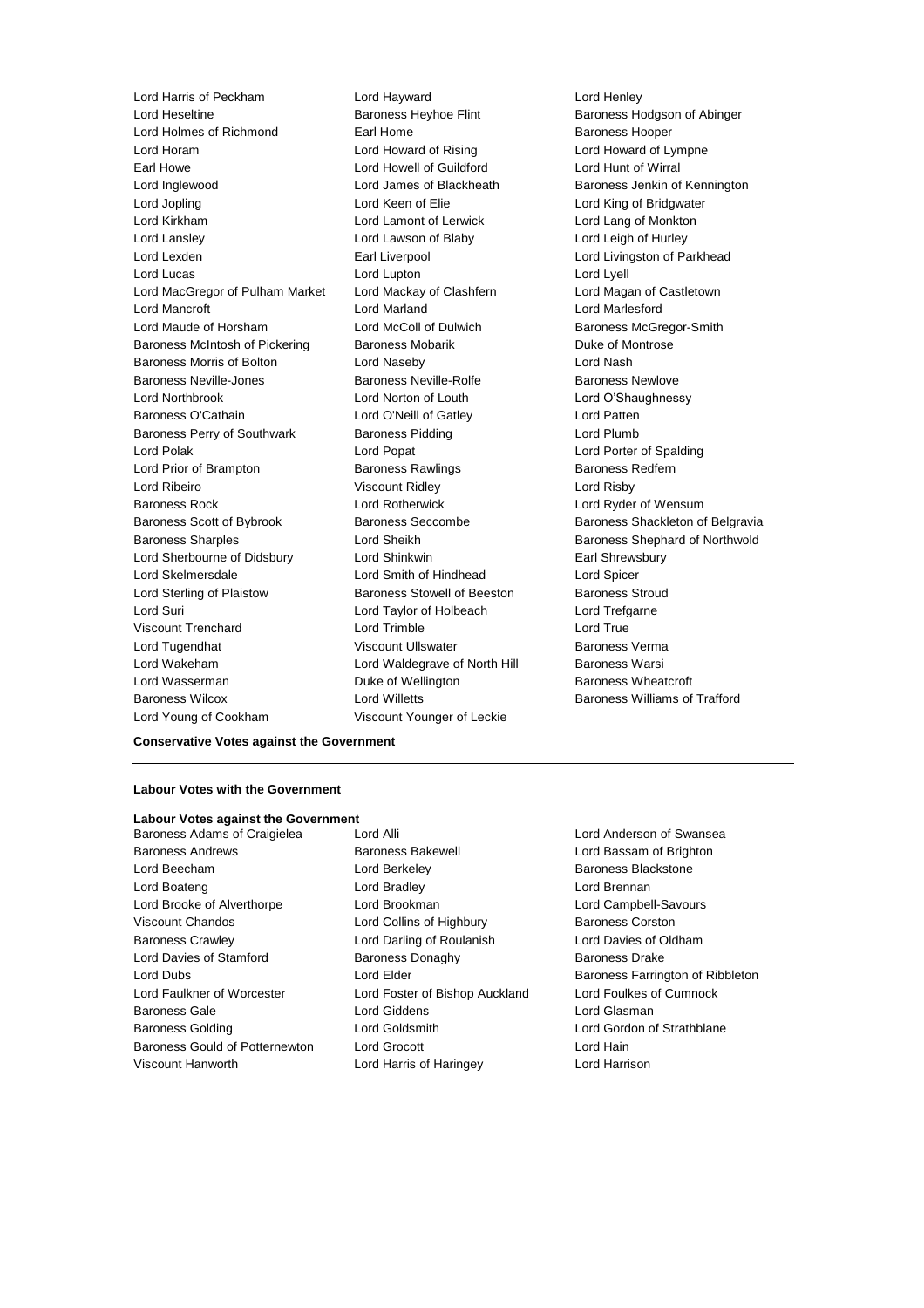Lord Harris of Peckham
Lord Hayward
Lord Henley
Lord Heseltine
Baroness Heyhoe Flint
Baroness Hodgson of Abinger
Lord Holmes of Richmond
Earl Home
Baroness Hooper
Lord Horam
Lord Howard of Rising
Lord Howard of Lympne
Earl Howe
Lord Howell of Guildford
Lord Hunt of Wirral
Lord Inglewood
Lord James of Blackheath
Baroness Jenkin of Kennington
Lord Jopling
Lord Keen of Elie
Lord King of Bridgwater
Lord Kirkham
Lord Lamont of Lerwick
Lord Lang of Monkton
Lord Lansley
Lord Lawson of Blaby
Lord Leigh of Hurley
Lord Lexden
Earl Liverpool
Lord Livingston of Parkhead
Lord Lucas
Lord Lupton
Lord Lyell
Lord MacGregor of Pulham Market
Lord Mackay of Clashfern
Lord Magan of Castletown
Lord Mancroft
Lord Marland
Lord Marlesford
Lord Maude of Horsham
Lord McColl of Dulwich
Baroness McGregor-Smith
Baroness McIntosh of Pickering
Baroness Mobarik
Duke of Montrose
Baroness Morris of Bolton
Lord Naseby
Lord Nash
Baroness Neville-Jones
Baroness Neville-Rolfe
Baroness Newlove
Lord Northbrook
Lord Norton of Louth
Lord O'Shaughnessy
Baroness O'Cathain
Lord O'Neill of Gatley
Lord Patten
Baroness Perry of Southwark
Baroness Pidding
Lord Plumb
Lord Polak
Lord Popat
Lord Porter of Spalding
Lord Prior of Brampton
Baroness Rawlings
Baroness Redfern
Lord Ribeiro
Viscount Ridley
Lord Risby
Baroness Rock
Lord Rotherwick
Lord Ryder of Wensum
Baroness Scott of Bybrook
Baroness Seccombe
Baroness Shackleton of Belgravia
Baroness Sharples
Lord Sheikh
Baroness Shephard of Northwold
Lord Sherbourne of Didsbury
Lord Shinkwin
Earl Shrewsbury
Lord Skelmersdale
Lord Smith of Hindhead
Lord Spicer
Lord Sterling of Plaistow
Baroness Stowell of Beeston
Baroness Stroud
Lord Suri
Lord Taylor of Holbeach
Lord Trefgarne
Viscount Trenchard
Lord Trimble
Lord True
Lord Tugendhat
Viscount Ullswater
Baroness Verma
Lord Wakeham
Lord Waldegrave of North Hill
Baroness Warsi
Lord Wasserman
Duke of Wellington
Baroness Wheatcroft
Baroness Wilcox
Lord Willetts
Baroness Williams of Trafford
Lord Young of Cookham
Viscount Younger of Leckie

**Conservative Votes against the Government**

---

**Labour Votes with the Government**

**Labour Votes against the Government**

Baroness Adams of Craigielea
Lord Alli
Lord Anderson of Swansea
Baroness Andrews
Baroness Bakewell
Lord Bassam of Brighton
Lord Beecham
Lord Berkeley
Baroness Blackstone
Lord Boateng
Lord Bradley
Lord Brennan
Lord Brooke of Alverthorpe
Lord Brookman
Lord Campbell-Savours
Viscount Chandos
Lord Collins of Highbury
Baroness Corston
Baroness Crawley
Lord Darling of Roulanish
Lord Davies of Oldham
Lord Davies of Stamford
Baroness Donaghy
Baroness Drake
Lord Dubs
Lord Elder
Baroness Farrington of Ribbleton
Lord Faulkner of Worcester
Lord Foster of Bishop Auckland
Lord Foulkes of Cumnock
Baroness Gale
Lord Giddens
Lord Glasman
Baroness Golding
Lord Goldsmith
Lord Gordon of Strathblane
Baroness Gould of Potternewton
Lord Grocott
Lord Hain
Viscount Hanworth
Lord Harris of Haringey
Lord Harrison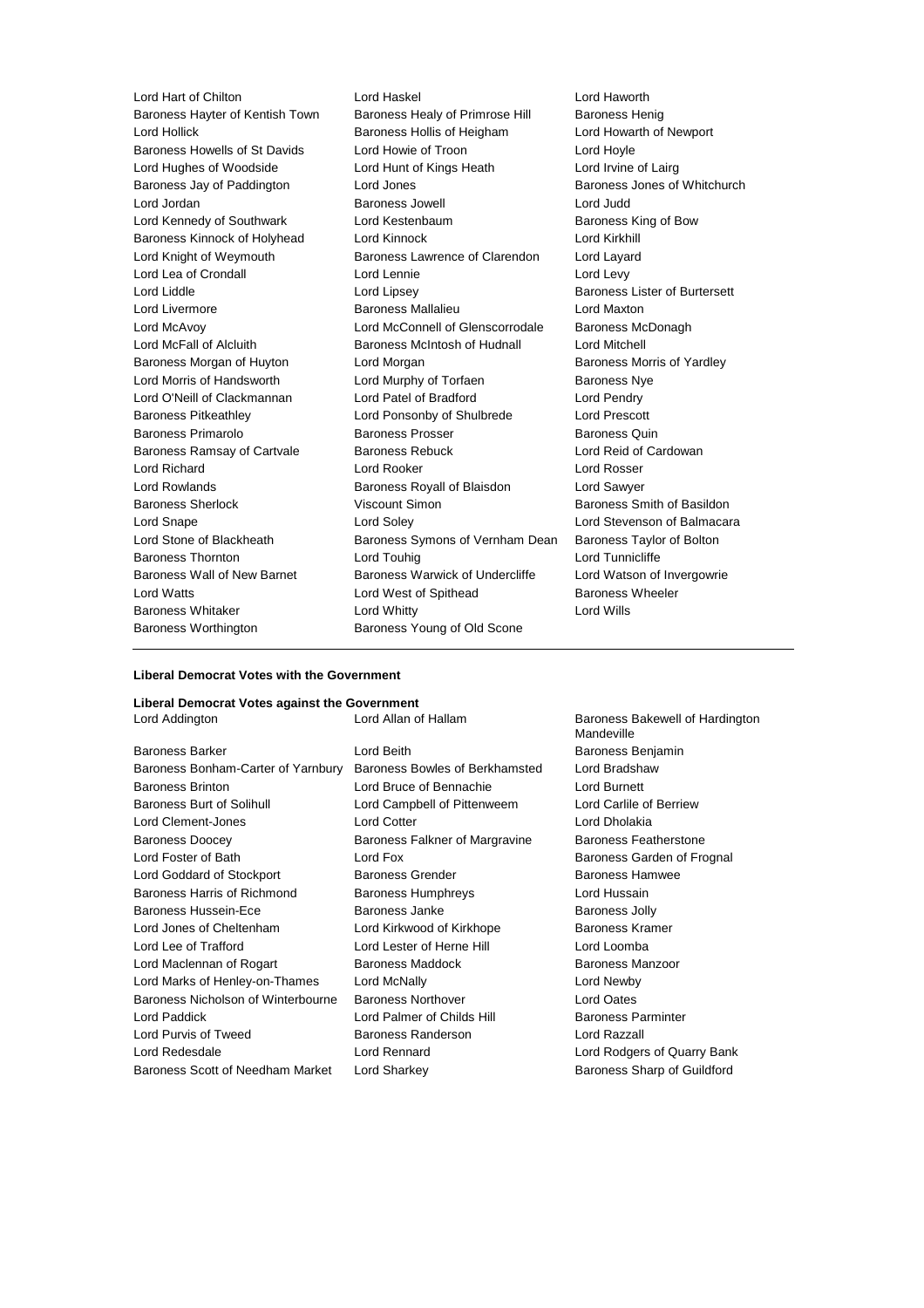Lord Hart of Chilton, Lord Haskel, Lord Haworth, Baroness Hayter of Kentish Town, Baroness Healy of Primrose Hill, Baroness Henig, Lord Hollick, Baroness Hollis of Heigham, Lord Howarth of Newport, Baroness Howells of St Davids, Lord Howie of Troon, Lord Hoyle, Lord Hughes of Woodside, Lord Hunt of Kings Heath, Lord Irvine of Lairg, Baroness Jay of Paddington, Lord Jones, Baroness Jones of Whitchurch, Lord Jordan, Baroness Jowell, Lord Judd, Lord Kennedy of Southwark, Lord Kestenbaum, Baroness King of Bow, Baroness Kinnock of Holyhead, Lord Kinnock, Lord Kirkhill, Lord Knight of Weymouth, Baroness Lawrence of Clarendon, Lord Layard, Lord Lea of Crondall, Lord Lennie, Lord Levy, Lord Liddle, Lord Lipsey, Baroness Lister of Burtersett, Lord Livermore, Baroness Mallalieu, Lord Maxton, Lord McAvoy, Lord McConnell of Glenscorrodale, Baroness McDonagh, Lord McFall of Alcluith, Baroness McIntosh of Hudnall, Lord Mitchell, Baroness Morgan of Huyton, Lord Morgan, Baroness Morris of Yardley, Lord Morris of Handsworth, Lord Murphy of Torfaen, Baroness Nye, Lord O'Neill of Clackmannan, Lord Patel of Bradford, Lord Pendry, Baroness Pitkeathley, Lord Ponsonby of Shulbrede, Lord Prescott, Baroness Primarolo, Baroness Prosser, Baroness Quin, Baroness Ramsay of Cartvale, Baroness Rebuck, Lord Reid of Cardowan, Lord Richard, Lord Rooker, Lord Rosser, Lord Rowlands, Baroness Royall of Blaisdon, Lord Sawyer, Baroness Sherlock, Viscount Simon, Baroness Smith of Basildon, Lord Snape, Lord Soley, Lord Stevenson of Balmacara, Lord Stone of Blackheath, Baroness Symons of Vernham Dean, Baroness Taylor of Bolton, Baroness Thornton, Lord Touhig, Lord Tunnicliffe, Baroness Wall of New Barnet, Baroness Warwick of Undercliffe, Lord Watson of Invergowrie, Lord Watts, Lord West of Spithead, Baroness Wheeler, Baroness Whitaker, Lord Whitty, Lord Wills, Baroness Worthington, Baroness Young of Old Scone

---

**Liberal Democrat Votes with the Government**

**Liberal Democrat Votes against the Government**

Lord Addington, Lord Allan of Hallam, Baroness Bakewell of Hardington Mandeville, Baroness Barker, Lord Beith, Baroness Benjamin, Baroness Bonham-Carter of Yarnbury, Baroness Bowles of Berkhamsted, Lord Bradshaw, Baroness Brinton, Lord Bruce of Bennachie, Lord Burnett, Baroness Burt of Solihull, Lord Campbell of Pittenweem, Lord Carlile of Berriew, Lord Clement-Jones, Lord Cotter, Lord Dholakia, Baroness Doocey, Baroness Falkner of Margravine, Baroness Featherstone, Lord Foster of Bath, Lord Fox, Baroness Garden of Frognal, Lord Goddard of Stockport, Baroness Grender, Baroness Hamwee, Baroness Harris of Richmond, Baroness Humphreys, Lord Hussain, Baroness Hussein-Ece, Baroness Janke, Baroness Jolly, Lord Jones of Cheltenham, Lord Kirkwood of Kirkhope, Baroness Kramer, Lord Lee of Trafford, Lord Lester of Herne Hill, Lord Loomba, Lord Maclennan of Rogart, Baroness Maddock, Baroness Manzoor, Lord Marks of Henley-on-Thames, Lord McNally, Lord Newby, Baroness Nicholson of Winterbourne, Baroness Northover, Lord Oates, Lord Paddick, Lord Palmer of Childs Hill, Baroness Parminter, Lord Purvis of Tweed, Baroness Randerson, Lord Razzall, Lord Redesdale, Lord Rennard, Lord Rodgers of Quarry Bank, Baroness Scott of Needham Market, Lord Sharkey, Baroness Sharp of Guildford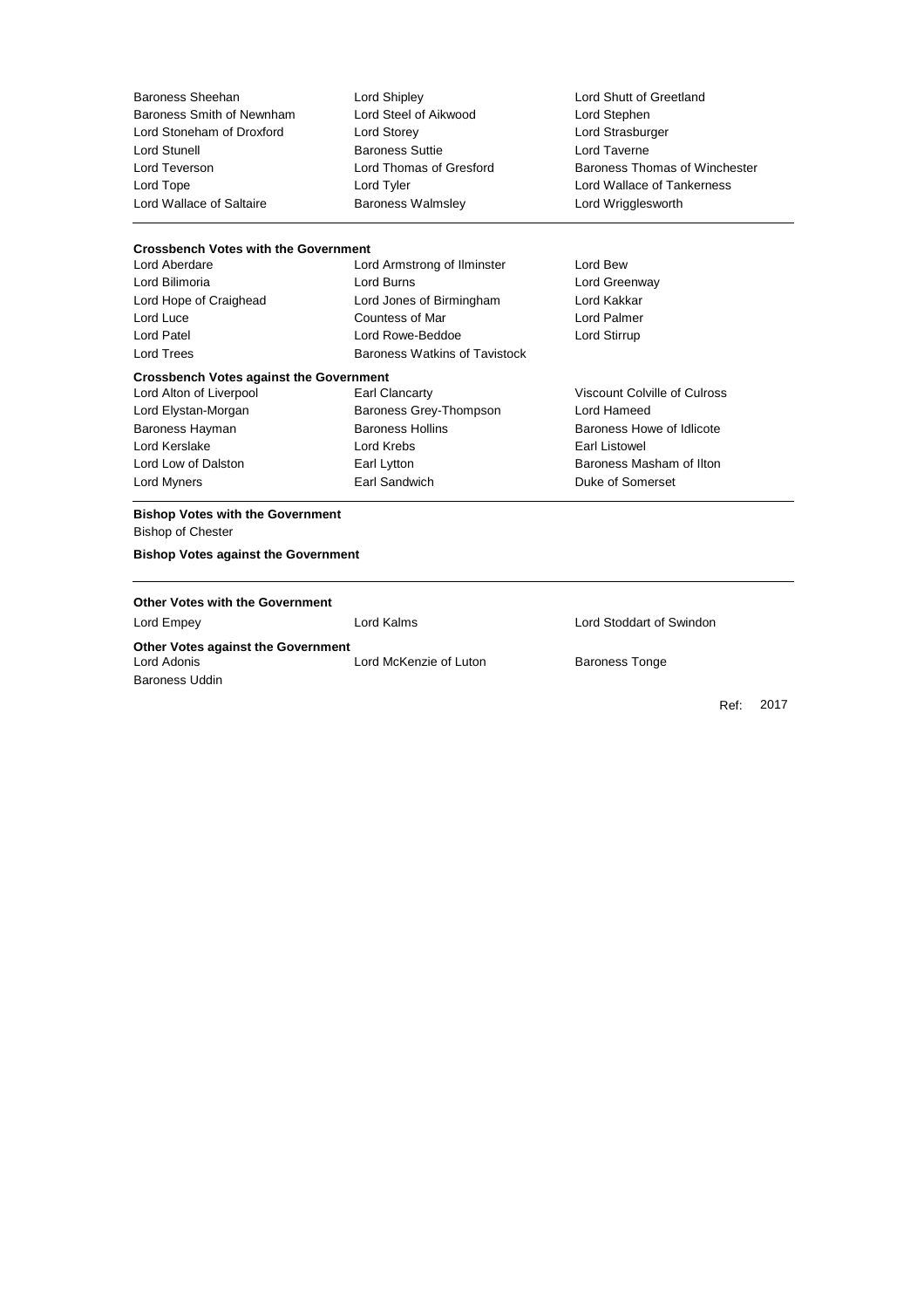Baroness Sheehan
Lord Shipley
Lord Shutt of Greetland
Baroness Smith of Newnham
Lord Steel of Aikwood
Lord Stephen
Lord Stoneham of Droxford
Lord Storey
Lord Strasburger
Lord Stunell
Baroness Suttie
Lord Taverne
Lord Teverson
Lord Thomas of Gresford
Baroness Thomas of Winchester
Lord Tope
Lord Tyler
Lord Wallace of Tankerness
Lord Wallace of Saltaire
Baroness Walmsley
Lord Wrigglesworth

---

**Crossbench Votes with the Government**

Lord Aberdare
Lord Armstrong of Ilminster
Lord Bew
Lord Bilimoria
Lord Burns
Lord Greenway
Lord Hope of Craighead
Lord Jones of Birmingham
Lord Kakkar
Lord Luce
Countess of Mar
Lord Palmer
Lord Patel
Lord Rowe-Beddoe
Lord Stirrup
Lord Trees
Baroness Watkins of Tavistock

**Crossbench Votes against the Government**

Lord Alton of Liverpool
Earl Clancarty
Viscount Colville of Culross
Lord Elystan-Morgan
Baroness Grey-Thompson
Lord Hameed
Baroness Hayman
Baroness Hollins
Baroness Howe of Idlicote
Lord Kerslake
Lord Krebs
Earl Listowel
Lord Low of Dalston
Earl Lytton
Baroness Masham of Ilton
Lord Myners
Earl Sandwich
Duke of Somerset

---

**Bishop Votes with the Government**

Bishop of Chester

**Bishop Votes against the Government**

---

**Other Votes with the Government**

Lord Empey
Lord Kalms
Lord Stoddart of Swindon

**Other Votes against the Government**

Lord Adonis
Lord McKenzie of Luton
Baroness Tonge
Baroness Uddin

Ref: 2017